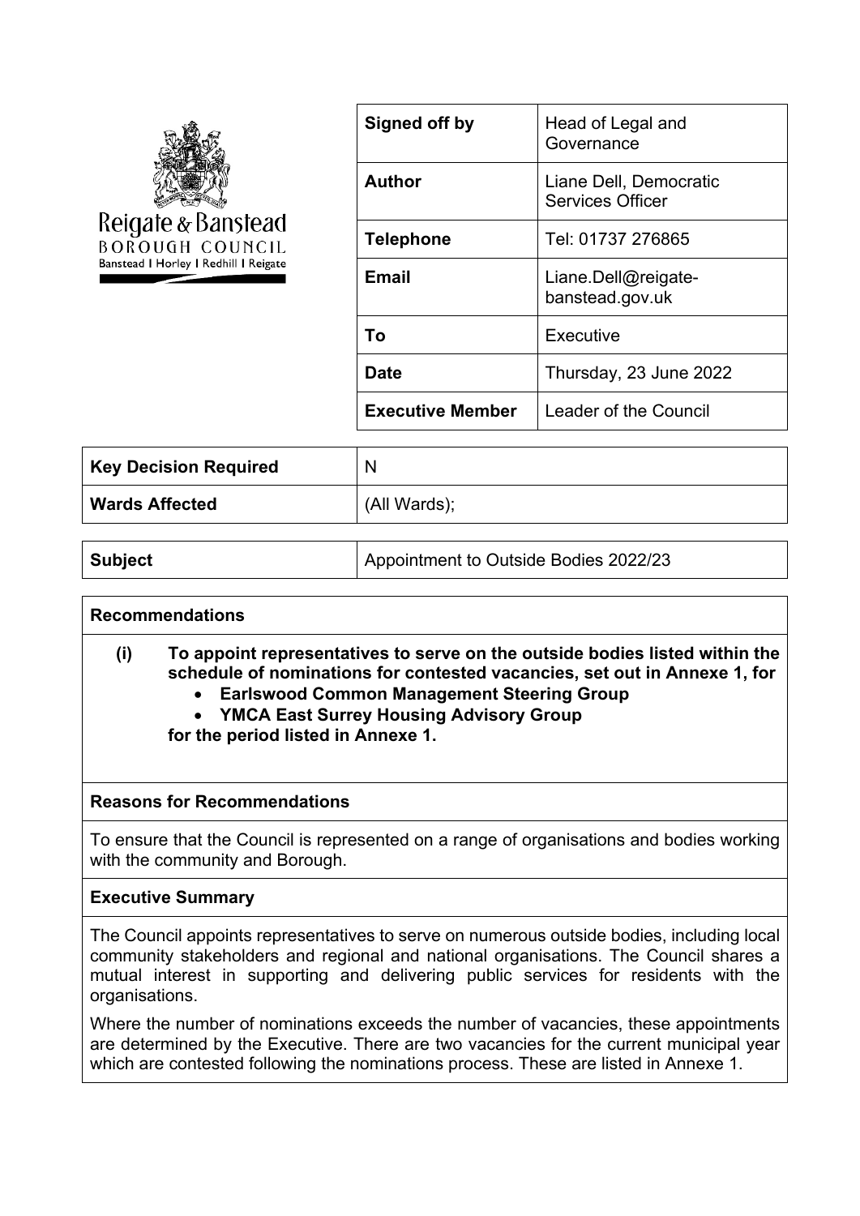Reigate & Banstead
BOROUGH COUNCIL
Banstead | Horley | Redhill | Reigate

| | |
|---|---|
| **Signed off by** | Head of Legal and Governance |
| **Author** | Liane Dell, Democratic Services Officer |
| **Telephone** | Tel: 01737 276865 |
| **Email** | Liane.Dell@reigate-banstead.gov.uk |
| **To** | Executive |
| **Date** | Thursday, 23 June 2022 |
| **Executive Member** | Leader of the Council |

| | |
|---|---|
| **Key Decision Required** | N |
| **Wards Affected** | (All Wards); |

| | |
|---|---|
| **Subject** | Appointment to Outside Bodies 2022/23 |

## Recommendations

**(i) To appoint representatives to serve on the outside bodies listed within the schedule of nominations for contested vacancies, set out in Annexe 1, for**

- **Earlswood Common Management Steering Group**
- **YMCA East Surrey Housing Advisory Group**

**for the period listed in Annexe 1.**

## Reasons for Recommendations

To ensure that the Council is represented on a range of organisations and bodies working with the community and Borough.

## Executive Summary

The Council appoints representatives to serve on numerous outside bodies, including local community stakeholders and regional and national organisations. The Council shares a mutual interest in supporting and delivering public services for residents with the organisations.

Where the number of nominations exceeds the number of vacancies, these appointments are determined by the Executive. There are two vacancies for the current municipal year which are contested following the nominations process. These are listed in Annexe 1.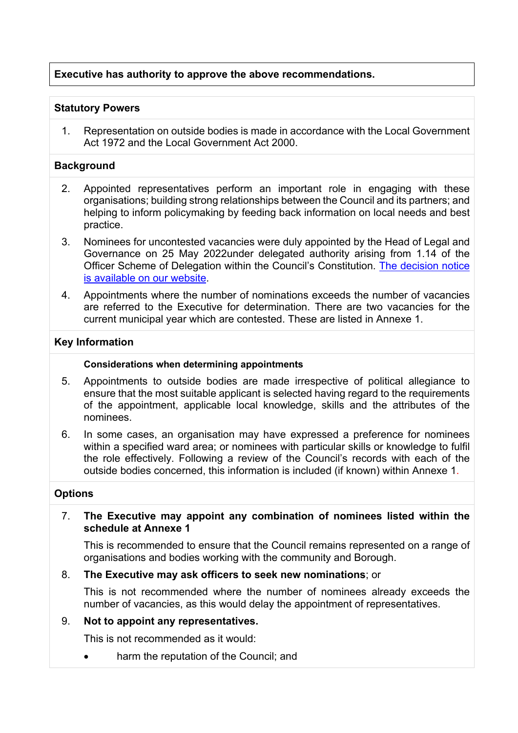**Executive has authority to approve the above recommendations.**

## Statutory Powers

1. Representation on outside bodies is made in accordance with the Local Government Act 1972 and the Local Government Act 2000.

## Background

2. Appointed representatives perform an important role in engaging with these organisations; building strong relationships between the Council and its partners; and helping to inform policymaking by feeding back information on local needs and best practice.

3. Nominees for uncontested vacancies were duly appointed by the Head of Legal and Governance on 25 May 2022under delegated authority arising from 1.14 of the Officer Scheme of Delegation within the Council's Constitution. [The decision notice is available on our website].

4. Appointments where the number of nominations exceeds the number of vacancies are referred to the Executive for determination. There are two vacancies for the current municipal year which are contested. These are listed in Annexe 1.

## Key Information

**Considerations when determining appointments**

5. Appointments to outside bodies are made irrespective of political allegiance to ensure that the most suitable applicant is selected having regard to the requirements of the appointment, applicable local knowledge, skills and the attributes of the nominees.

6. In some cases, an organisation may have expressed a preference for nominees within a specified ward area; or nominees with particular skills or knowledge to fulfil the role effectively. Following a review of the Council's records with each of the outside bodies concerned, this information is included (if known) within Annexe 1.

## Options

7. **The Executive may appoint any combination of nominees listed within the schedule at Annexe 1**

   This is recommended to ensure that the Council remains represented on a range of organisations and bodies working with the community and Borough.

8. **The Executive may ask officers to seek new nominations**; or

   This is not recommended where the number of nominees already exceeds the number of vacancies, as this would delay the appointment of representatives.

9. **Not to appoint any representatives.**

   This is not recommended as it would:

   - harm the reputation of the Council; and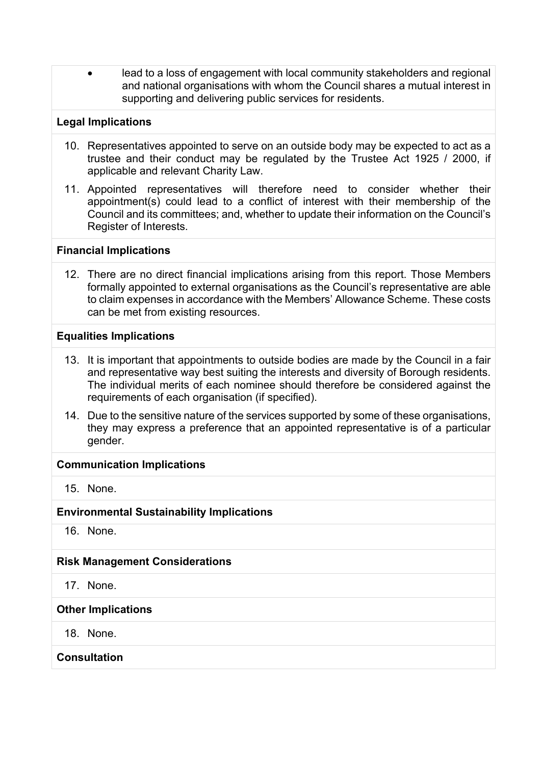- lead to a loss of engagement with local community stakeholders and regional and national organisations with whom the Council shares a mutual interest in supporting and delivering public services for residents.

**Legal Implications**

10. Representatives appointed to serve on an outside body may be expected to act as a trustee and their conduct may be regulated by the Trustee Act 1925 / 2000, if applicable and relevant Charity Law.

11. Appointed representatives will therefore need to consider whether their appointment(s) could lead to a conflict of interest with their membership of the Council and its committees; and, whether to update their information on the Council's Register of Interests.

**Financial Implications**

12. There are no direct financial implications arising from this report. Those Members formally appointed to external organisations as the Council's representative are able to claim expenses in accordance with the Members' Allowance Scheme. These costs can be met from existing resources.

**Equalities Implications**

13. It is important that appointments to outside bodies are made by the Council in a fair and representative way best suiting the interests and diversity of Borough residents. The individual merits of each nominee should therefore be considered against the requirements of each organisation (if specified).

14. Due to the sensitive nature of the services supported by some of these organisations, they may express a preference that an appointed representative is of a particular gender.

**Communication Implications**

15. None.

**Environmental Sustainability Implications**

16. None.

**Risk Management Considerations**

17. None.

**Other Implications**

18. None.

**Consultation**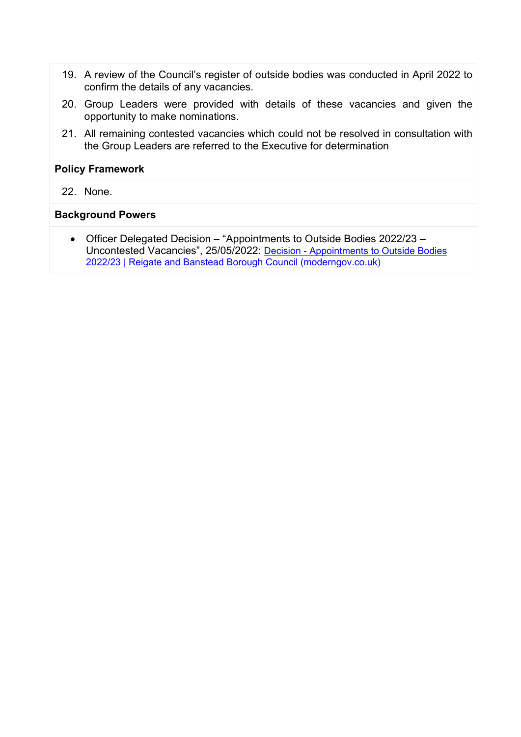19. A review of the Council's register of outside bodies was conducted in April 2022 to confirm the details of any vacancies.
20. Group Leaders were provided with details of these vacancies and given the opportunity to make nominations.
21. All remaining contested vacancies which could not be resolved in consultation with the Group Leaders are referred to the Executive for determination

**Policy Framework**

22. None.

**Background Powers**

- Officer Delegated Decision – "Appointments to Outside Bodies 2022/23 – Uncontested Vacancies", 25/05/2022: [Decision - Appointments to Outside Bodies 2022/23 | Reigate and Banstead Borough Council (moderngov.co.uk)]